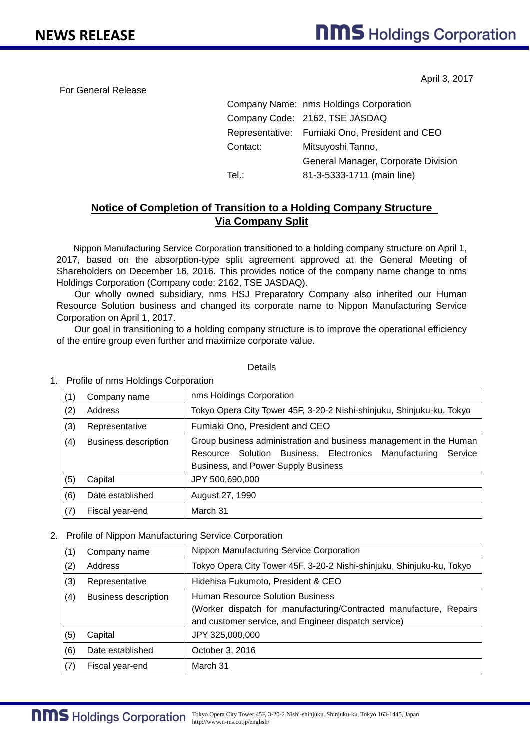NEWS RELEASE

April 3, 2017

For General Release

Company Name: nms Holdings Corporation
Company Code: 2162, TSE JASDAQ
Representative: Fumiaki Ono, President and CEO
Contact: Mitsuyoshi Tanno, General Manager, Corporate Division
Tel.: 81-3-5333-1711 (main line)

## Notice of Completion of Transition to a Holding Company Structure Via Company Split

Nippon Manufacturing Service Corporation transitioned to a holding company structure on April 1, 2017, based on the absorption-type split agreement approved at the General Meeting of Shareholders on December 16, 2016. This provides notice of the company name change to nms Holdings Corporation (Company code: 2162, TSE JASDAQ).

Our wholly owned subsidiary, nms HSJ Preparatory Company also inherited our Human Resource Solution business and changed its corporate name to Nippon Manufacturing Service Corporation on April 1, 2017.

Our goal in transitioning to a holding company structure is to improve the operational efficiency of the entire group even further and maximize corporate value.

Details

1. Profile of nms Holdings Corporation

| | | |
|---|---|---|
| (1) | Company name | nms Holdings Corporation |
| (2) | Address | Tokyo Opera City Tower 45F, 3-20-2 Nishi-shinjuku, Shinjuku-ku, Tokyo |
| (3) | Representative | Fumiaki Ono, President and CEO |
| (4) | Business description | Group business administration and business management in the Human Resource Solution Business, Electronics Manufacturing Service Business, and Power Supply Business |
| (5) | Capital | JPY 500,690,000 |
| (6) | Date established | August 27, 1990 |
| (7) | Fiscal year-end | March 31 |

2. Profile of Nippon Manufacturing Service Corporation

| | | |
|---|---|---|
| (1) | Company name | Nippon Manufacturing Service Corporation |
| (2) | Address | Tokyo Opera City Tower 45F, 3-20-2 Nishi-shinjuku, Shinjuku-ku, Tokyo |
| (3) | Representative | Hidehisa Fukumoto, President & CEO |
| (4) | Business description | Human Resource Solution Business (Worker dispatch for manufacturing/Contracted manufacture, Repairs and customer service, and Engineer dispatch service) |
| (5) | Capital | JPY 325,000,000 |
| (6) | Date established | October 3, 2016 |
| (7) | Fiscal year-end | March 31 |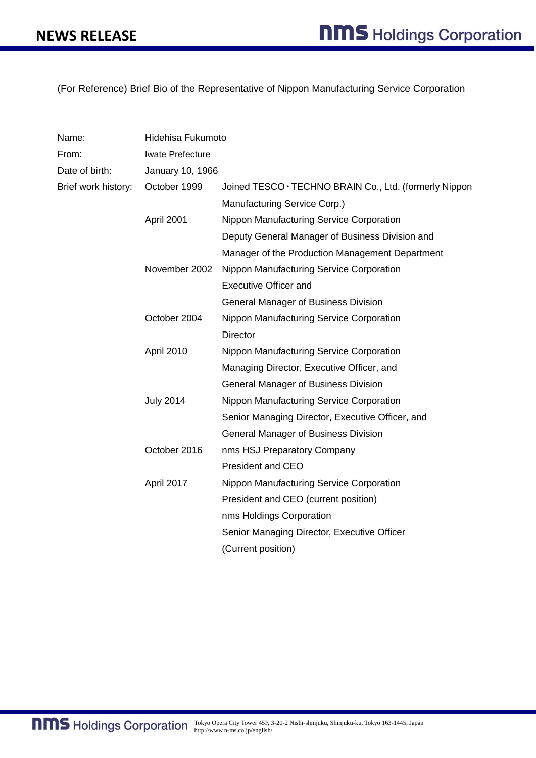(For Reference) Brief Bio of the Representative of Nippon Manufacturing Service Corporation

| | | |
|---|---|---|
| Name: | Hidehisa Fukumoto | |
| From: | Iwate Prefecture | |
| Date of birth: | January 10, 1966 | |
| Brief work history: | October 1999 | Joined TESCO・TECHNO BRAIN Co., Ltd. (formerly Nippon Manufacturing Service Corp.) |
| | April 2001 | Nippon Manufacturing Service Corporation<br>Deputy General Manager of Business Division and<br>Manager of the Production Management Department |
| | November 2002 | Nippon Manufacturing Service Corporation<br>Executive Officer and<br>General Manager of Business Division |
| | October 2004 | Nippon Manufacturing Service Corporation<br>Director |
| | April 2010 | Nippon Manufacturing Service Corporation<br>Managing Director, Executive Officer, and<br>General Manager of Business Division |
| | July 2014 | Nippon Manufacturing Service Corporation<br>Senior Managing Director, Executive Officer, and<br>General Manager of Business Division |
| | October 2016 | nms HSJ Preparatory Company<br>President and CEO |
| | April 2017 | Nippon Manufacturing Service Corporation<br>President and CEO (current position)<br>nms Holdings Corporation<br>Senior Managing Director, Executive Officer<br>(Current position) |